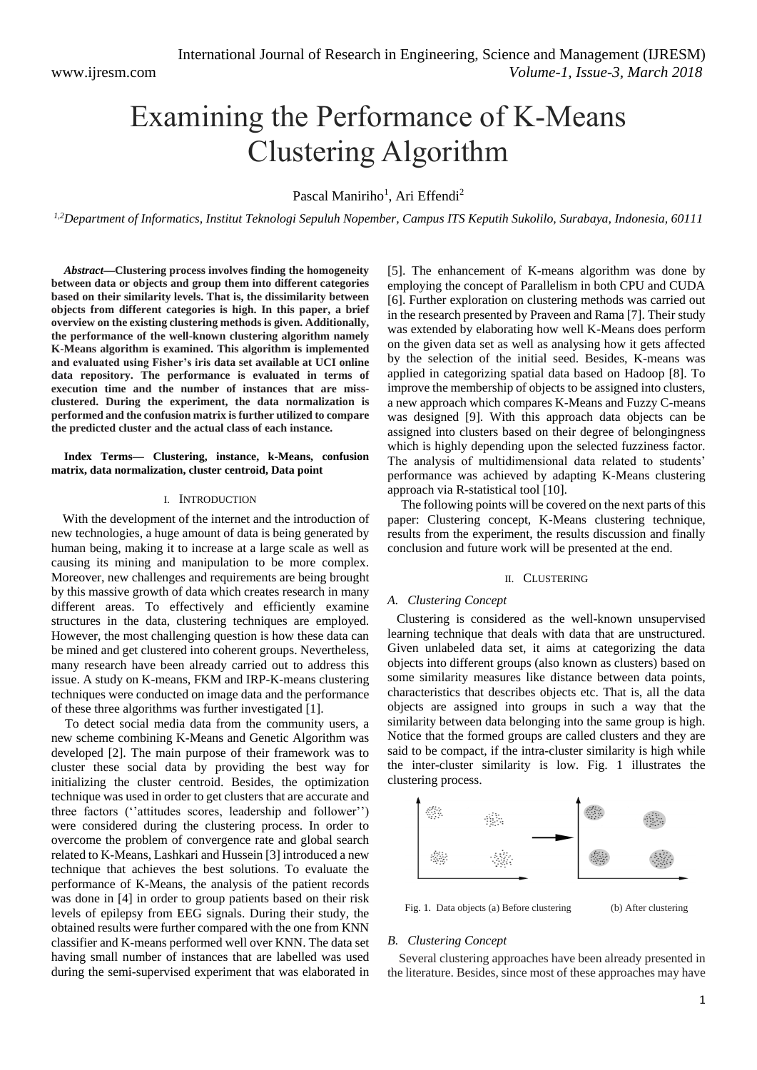# Examining the Performance of K-Means Clustering Algorithm

Pascal Maniriho[1], Ari Effendi[2]

[1,2]*Department of Informatics, Institut Teknologi Sepuluh Nopember, Campus ITS Keputih Sukolilo, Surabaya, Indonesia, 60111*

***Abstract*—Clustering process involves finding the homogeneity between data or objects and group them into different categories based on their similarity levels. That is, the dissimilarity between objects from different categories is high. In this paper, a brief overview on the existing clustering methods is given. Additionally, the performance of the well-known clustering algorithm namely K-Means algorithm is examined. This algorithm is implemented and evaluated using Fisher's iris data set available at UCI online data repository. The performance is evaluated in terms of execution time and the number of instances that are miss-clustered. During the experiment, the data normalization is performed and the confusion matrix is further utilized to compare the predicted cluster and the actual class of each instance.**

**Index Terms— Clustering, instance, k-Means, confusion matrix, data normalization, cluster centroid, Data point**

## I. Introduction

With the development of the internet and the introduction of new technologies, a huge amount of data is being generated by human being, making it to increase at a large scale as well as causing its mining and manipulation to be more complex. Moreover, new challenges and requirements are being brought by this massive growth of data which creates research in many different areas. To effectively and efficiently examine structures in the data, clustering techniques are employed. However, the most challenging question is how these data can be mined and get clustered into coherent groups. Nevertheless, many research have been already carried out to address this issue. A study on K-means, FKM and IRP-K-means clustering techniques were conducted on image data and the performance of these three algorithms was further investigated [1].

To detect social media data from the community users, a new scheme combining K-Means and Genetic Algorithm was developed [2]. The main purpose of their framework was to cluster these social data by providing the best way for initializing the cluster centroid. Besides, the optimization technique was used in order to get clusters that are accurate and three factors (''attitudes scores, leadership and follower'') were considered during the clustering process. In order to overcome the problem of convergence rate and global search related to K-Means, Lashkari and Hussein [3] introduced a new technique that achieves the best solutions. To evaluate the performance of K-Means, the analysis of the patient records was done in [4] in order to group patients based on their risk levels of epilepsy from EEG signals. During their study, the obtained results were further compared with the one from KNN classifier and K-means performed well over KNN. The data set having small number of instances that are labelled was used during the semi-supervised experiment that was elaborated in [5]. The enhancement of K-means algorithm was done by employing the concept of Parallelism in both CPU and CUDA [6]. Further exploration on clustering methods was carried out in the research presented by Praveen and Rama [7]. Their study was extended by elaborating how well K-Means does perform on the given data set as well as analysing how it gets affected by the selection of the initial seed. Besides, K-means was applied in categorizing spatial data based on Hadoop [8]. To improve the membership of objects to be assigned into clusters, a new approach which compares K-Means and Fuzzy C-means was designed [9]. With this approach data objects can be assigned into clusters based on their degree of belongingness which is highly depending upon the selected fuzziness factor. The analysis of multidimensional data related to students' performance was achieved by adapting K-Means clustering approach via R-statistical tool [10].

The following points will be covered on the next parts of this paper: Clustering concept, K-Means clustering technique, results from the experiment, the results discussion and finally conclusion and future work will be presented at the end.

## II. Clustering

### *A. Clustering Concept*

Clustering is considered as the well-known unsupervised learning technique that deals with data that are unstructured. Given unlabeled data set, it aims at categorizing the data objects into different groups (also known as clusters) based on some similarity measures like distance between data points, characteristics that describes objects etc. That is, all the data objects are assigned into groups in such a way that the similarity between data belonging into the same group is high. Notice that the formed groups are called clusters and they are said to be compact, if the intra-cluster similarity is high while the inter-cluster similarity is low. Fig. 1 illustrates the clustering process.

Fig. 1. Data objects (a) Before clustering (b) After clustering

### *B. Clustering Concept*

Several clustering approaches have been already presented in the literature. Besides, since most of these approaches may have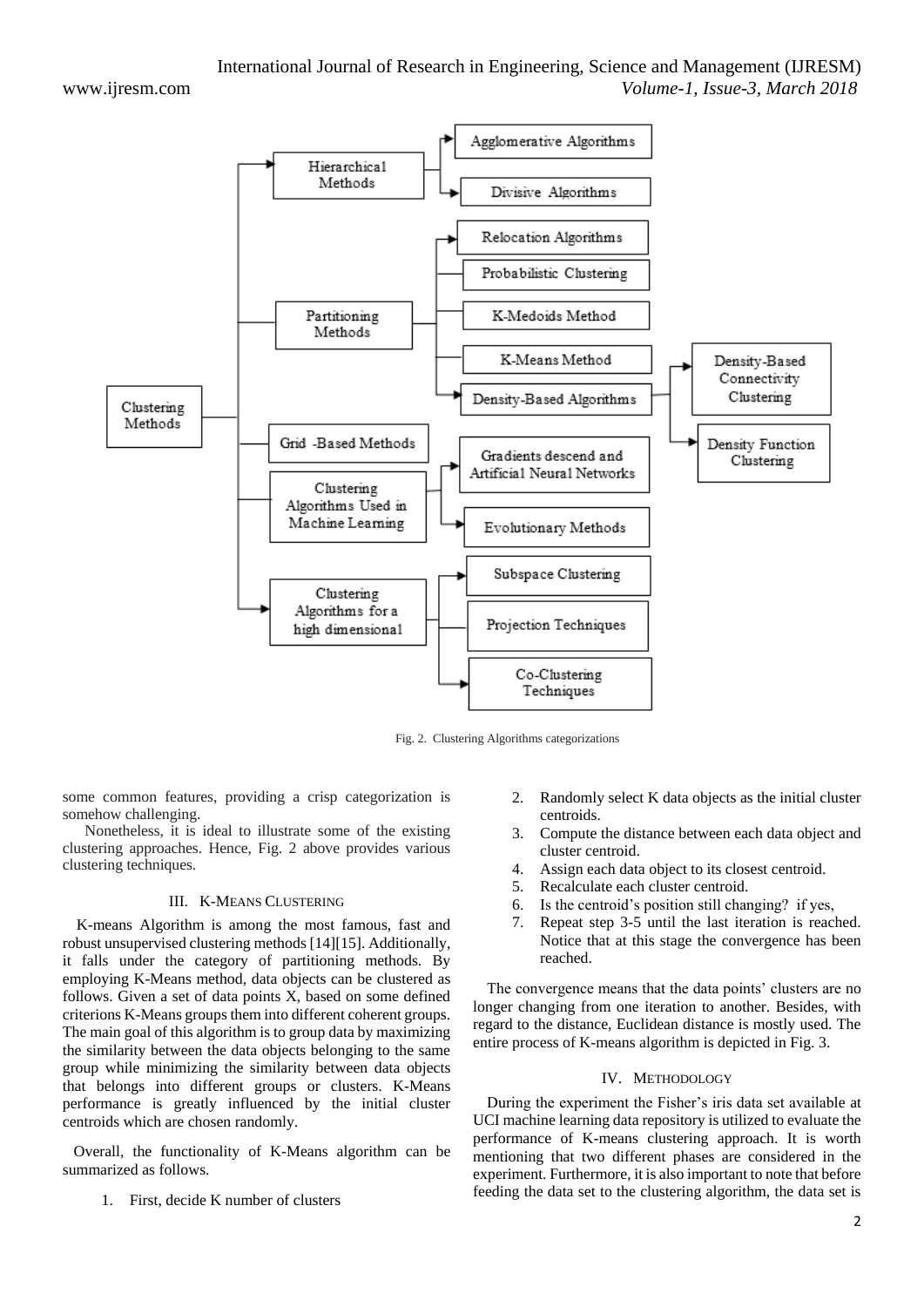Fig. 2. Clustering Algorithms categorizations

some common features, providing a crisp categorization is somehow challenging.

Nonetheless, it is ideal to illustrate some of the existing clustering approaches. Hence, Fig. 2 above provides various clustering techniques.

## III. K-Means Clustering

K-means Algorithm is among the most famous, fast and robust unsupervised clustering methods [14][15]. Additionally, it falls under the category of partitioning methods. By employing K-Means method, data objects can be clustered as follows. Given a set of data points X, based on some defined criterions K-Means groups them into different coherent groups. The main goal of this algorithm is to group data by maximizing the similarity between the data objects belonging to the same group while minimizing the similarity between data objects that belongs into different groups or clusters. K-Means performance is greatly influenced by the initial cluster centroids which are chosen randomly.

Overall, the functionality of K-Means algorithm can be summarized as follows.

1. First, decide K number of clusters
2. Randomly select K data objects as the initial cluster centroids.
3. Compute the distance between each data object and cluster centroid.
4. Assign each data object to its closest centroid.
5. Recalculate each cluster centroid.
6. Is the centroid's position still changing? if yes,
7. Repeat step 3-5 until the last iteration is reached. Notice that at this stage the convergence has been reached.

The convergence means that the data points' clusters are no longer changing from one iteration to another. Besides, with regard to the distance, Euclidean distance is mostly used. The entire process of K-means algorithm is depicted in Fig. 3.

## IV. Methodology

During the experiment the Fisher's iris data set available at UCI machine learning data repository is utilized to evaluate the performance of K-means clustering approach. It is worth mentioning that two different phases are considered in the experiment. Furthermore, it is also important to note that before feeding the data set to the clustering algorithm, the data set is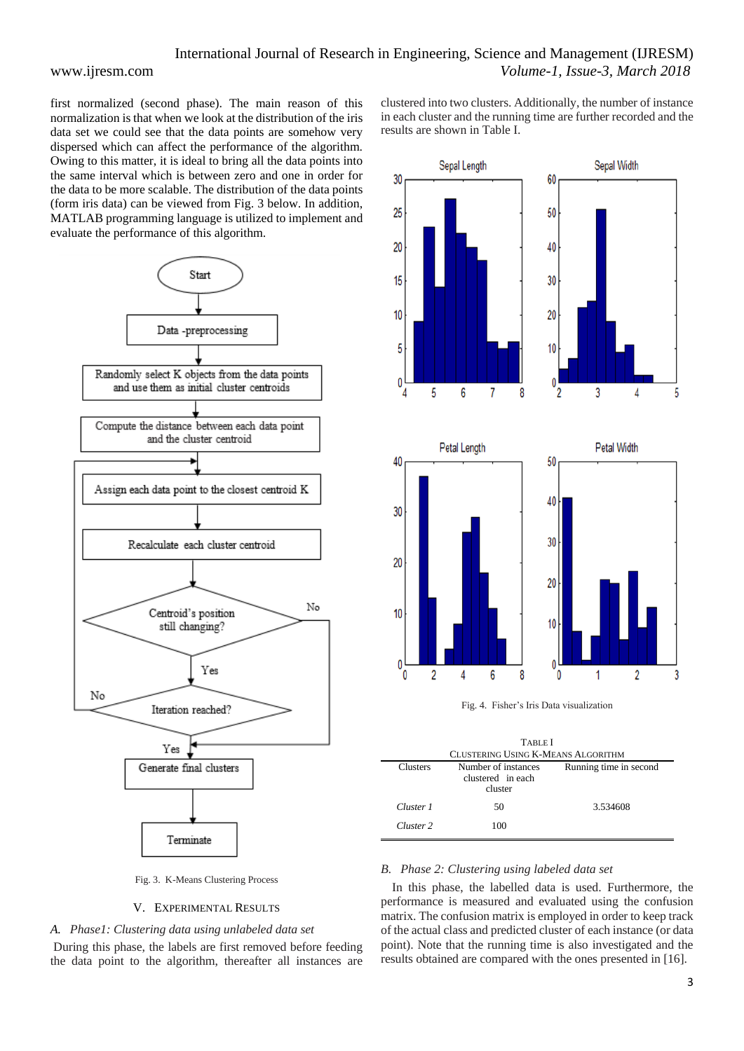first normalized (second phase). The main reason of this normalization is that when we look at the distribution of the iris data set we could see that the data points are somehow very dispersed which can affect the performance of the algorithm. Owing to this matter, it is ideal to bring all the data points into the same interval which is between zero and one in order for the data to be more scalable. The distribution of the data points (form iris data) can be viewed from Fig. 3 below. In addition, MATLAB programming language is utilized to implement and evaluate the performance of this algorithm.

Fig. 3. K-Means Clustering Process

## V. Experimental Results

### A. Phase1: Clustering data using unlabeled data set

During this phase, the labels are first removed before feeding the data point to the algorithm, thereafter all instances are clustered into two clusters. Additionally, the number of instance in each cluster and the running time are further recorded and the results are shown in Table I.

Fig. 4. Fisher's Iris Data visualization

TABLE I
CLUSTERING USING K-MEANS ALGORITHM

| Clusters | Number of instances clustered in each cluster | Running time in second |
|---|---|---|
| *Cluster 1* | 50 | 3.534608 |
| *Cluster 2* | 100 | |

### B. Phase 2: Clustering using labeled data set

In this phase, the labelled data is used. Furthermore, the performance is measured and evaluated using the confusion matrix. The confusion matrix is employed in order to keep track of the actual class and predicted cluster of each instance (or data point). Note that the running time is also investigated and the results obtained are compared with the ones presented in [16].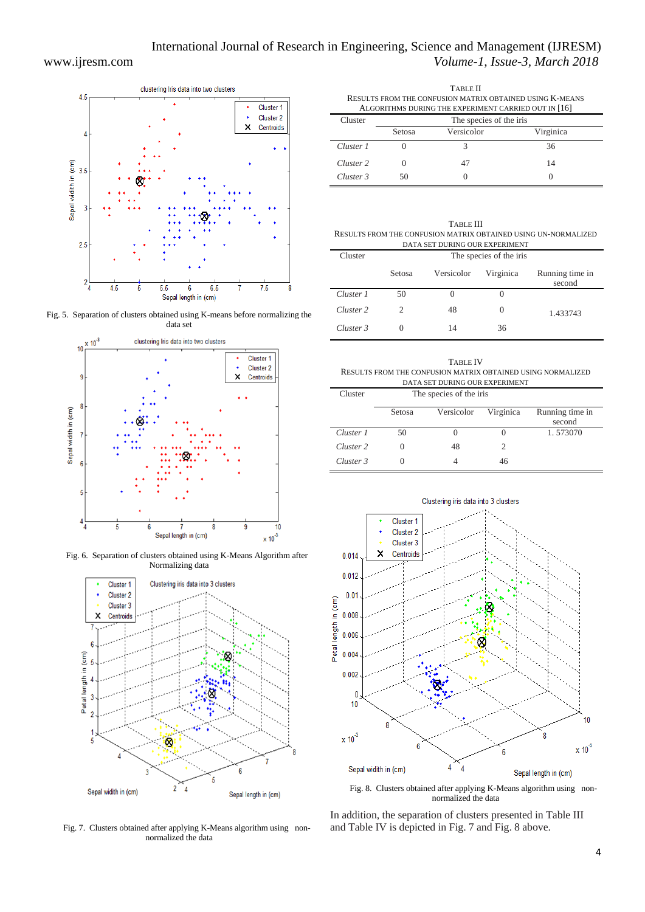Fig. 5. Separation of clusters obtained using K-means before normalizing the data set

Fig. 6. Separation of clusters obtained using K-Means Algorithm after Normalizing data

Fig. 7. Clusters obtained after applying K-Means algorithm using non-normalized the data

TABLE II
RESULTS FROM THE CONFUSION MATRIX OBTAINED USING K-MEANS ALGORITHMS DURING THE EXPERIMENT CARRIED OUT IN [16]

| Cluster | The species of the iris | | |
|---|---|---|---|
| | Setosa | Versicolor | Virginica |
| *Cluster 1* | 0 | 3 | 36 |
| *Cluster 2* | 0 | 47 | 14 |
| *Cluster 3* | 50 | 0 | 0 |

TABLE III
RESULTS FROM THE CONFUSION MATRIX OBTAINED USING UN-NORMALIZED DATA SET DURING OUR EXPERIMENT

| Cluster | The species of the iris | | | |
|---|---|---|---|---|
| | Setosa | Versicolor | Virginica | Running time in second |
| *Cluster 1* | 50 | 0 | 0 | |
| *Cluster 2* | 2 | 48 | 0 | 1.433743 |
| *Cluster 3* | 0 | 14 | 36 | |

TABLE IV
RESULTS FROM THE CONFUSION MATRIX OBTAINED USING NORMALIZED DATA SET DURING OUR EXPERIMENT

| Cluster | The species of the iris | | | |
|---|---|---|---|---|
| | Setosa | Versicolor | Virginica | Running time in second |
| *Cluster 1* | 50 | 0 | 0 | 1. 573070 |
| *Cluster 2* | 0 | 48 | 2 | |
| *Cluster 3* | 0 | 4 | 46 | |

Fig. 8. Clusters obtained after applying K-Means algorithm using non-normalized the data

In addition, the separation of clusters presented in Table III and Table IV is depicted in Fig. 7 and Fig. 8 above.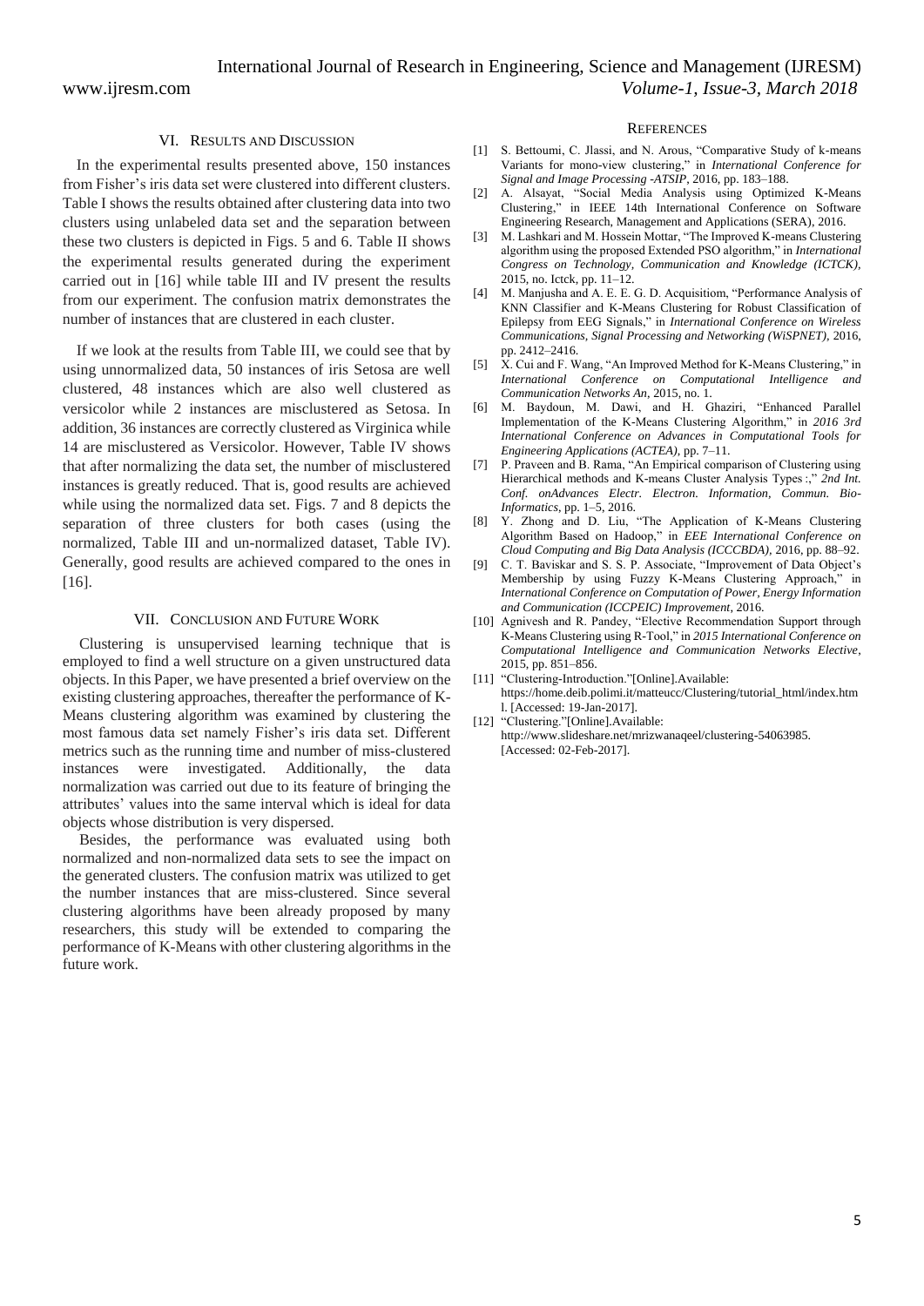## VI. Results and Discussion

In the experimental results presented above, 150 instances from Fisher's iris data set were clustered into different clusters. Table I shows the results obtained after clustering data into two clusters using unlabeled data set and the separation between these two clusters is depicted in Figs. 5 and 6. Table II shows the experimental results generated during the experiment carried out in [16] while table III and IV present the results from our experiment. The confusion matrix demonstrates the number of instances that are clustered in each cluster.

If we look at the results from Table III, we could see that by using unnormalized data, 50 instances of iris Setosa are well clustered, 48 instances which are also well clustered as versicolor while 2 instances are misclustered as Setosa. In addition, 36 instances are correctly clustered as Virginica while 14 are misclustered as Versicolor. However, Table IV shows that after normalizing the data set, the number of misclustered instances is greatly reduced. That is, good results are achieved while using the normalized data set. Figs. 7 and 8 depicts the separation of three clusters for both cases (using the normalized, Table III and un-normalized dataset, Table IV). Generally, good results are achieved compared to the ones in [16].

## VII. Conclusion and Future Work

Clustering is unsupervised learning technique that is employed to find a well structure on a given unstructured data objects. In this Paper, we have presented a brief overview on the existing clustering approaches, thereafter the performance of K-Means clustering algorithm was examined by clustering the most famous data set namely Fisher's iris data set. Different metrics such as the running time and number of miss-clustered instances were investigated. Additionally, the data normalization was carried out due to its feature of bringing the attributes' values into the same interval which is ideal for data objects whose distribution is very dispersed.

Besides, the performance was evaluated using both normalized and non-normalized data sets to see the impact on the generated clusters. The confusion matrix was utilized to get the number instances that are miss-clustered. Since several clustering algorithms have been already proposed by many researchers, this study will be extended to comparing the performance of K-Means with other clustering algorithms in the future work.

## References

[1] S. Bettoumi, C. Jlassi, and N. Arous, "Comparative Study of k-means Variants for mono-view clustering," in *International Conference for Signal and Image Processing -ATSIP*, 2016, pp. 183–188.

[2] A. Alsayat, "Social Media Analysis using Optimized K-Means Clustering," in IEEE 14th International Conference on Software Engineering Research, Management and Applications (SERA), 2016.

[3] M. Lashkari and M. Hossein Mottar, "The Improved K-means Clustering algorithm using the proposed Extended PSO algorithm," in *International Congress on Technology, Communication and Knowledge (ICTCK)*, 2015, no. Ictck, pp. 11–12.

[4] M. Manjusha and A. E. E. G. D. Acquisitiom, "Performance Analysis of KNN Classifier and K-Means Clustering for Robust Classification of Epilepsy from EEG Signals," in *International Conference on Wireless Communications, Signal Processing and Networking (WiSPNET)*, 2016, pp. 2412–2416.

[5] X. Cui and F. Wang, "An Improved Method for K-Means Clustering," in *International Conference on Computational Intelligence and Communication Networks An*, 2015, no. 1.

[6] M. Baydoun, M. Dawi, and H. Ghaziri, "Enhanced Parallel Implementation of the K-Means Clustering Algorithm," in *2016 3rd International Conference on Advances in Computational Tools for Engineering Applications (ACTEA)*, pp. 7–11.

[7] P. Praveen and B. Rama, "An Empirical comparison of Clustering using Hierarchical methods and K-means Cluster Analysis Types :," *2nd Int. Conf. onAdvances Electr. Electron. Information, Commun. Bio-Informatics*, pp. 1–5, 2016.

[8] Y. Zhong and D. Liu, "The Application of K-Means Clustering Algorithm Based on Hadoop," in *EEE International Conference on Cloud Computing and Big Data Analysis (ICCCBDA)*, 2016, pp. 88–92.

[9] C. T. Baviskar and S. S. P. Associate, "Improvement of Data Object's Membership by using Fuzzy K-Means Clustering Approach," in *International Conference on Computation of Power, Energy Information and Communication (ICCPEIC) Improvement*, 2016.

[10] Agnivesh and R. Pandey, "Elective Recommendation Support through K-Means Clustering using R-Tool," in *2015 International Conference on Computational Intelligence and Communication Networks Elective*, 2015, pp. 851–856.

[11] "Clustering-Introduction."[Online].Available: https://home.deib.polimi.it/matteucc/Clustering/tutorial_html/index.html. [Accessed: 19-Jan-2017].

[12] "Clustering."[Online].Available: http://www.slideshare.net/mrizwanaqeel/clustering-54063985. [Accessed: 02-Feb-2017].